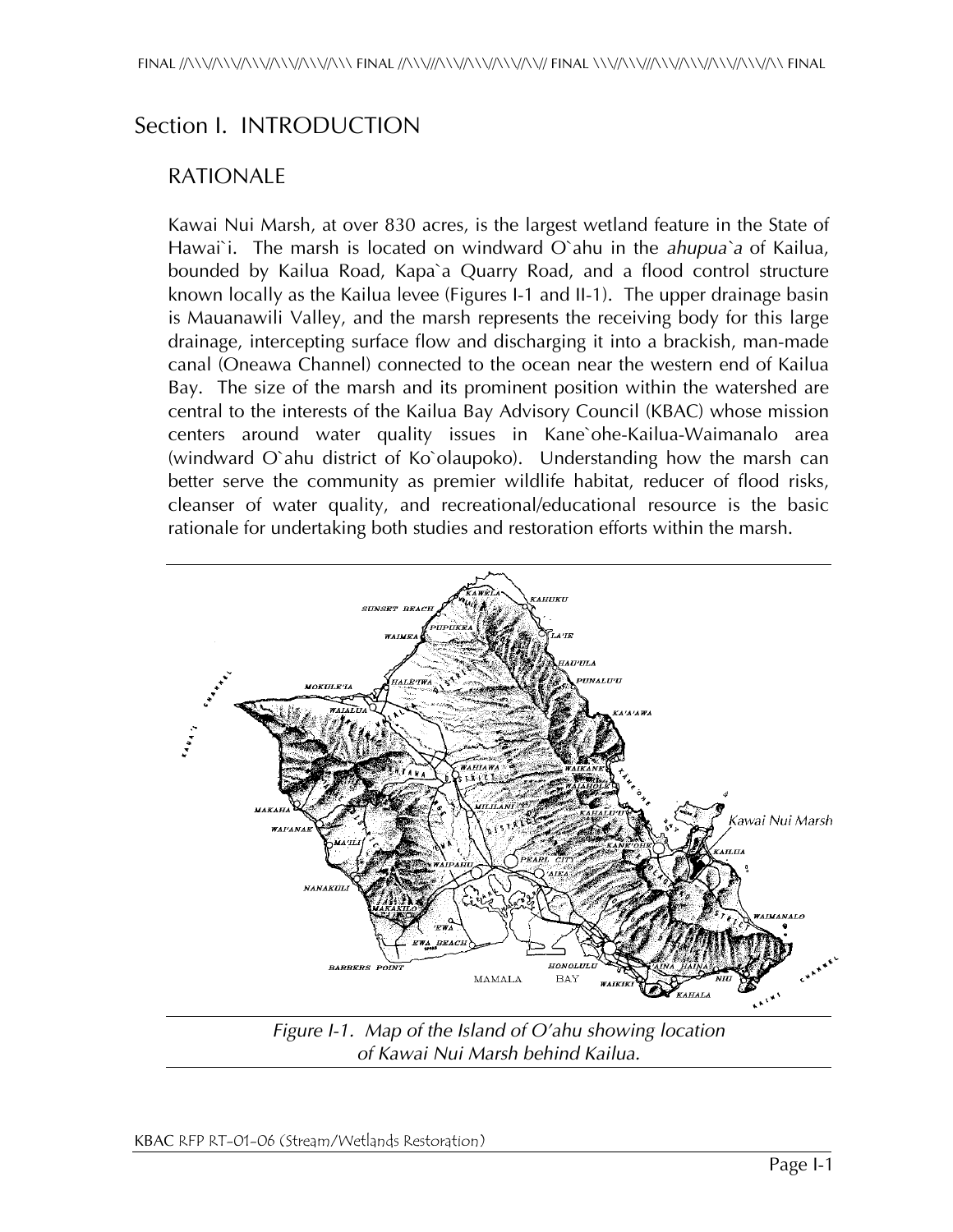# Section I. INTRODUCTION

## RATIONALE

Kawai Nui Marsh, at over 830 acres, is the largest wetland feature in the State of Hawai`i. The marsh is located on windward O`ahu in the *ahupua`a* of Kailua, bounded by Kailua Road, Kapa`a Quarry Road, and a flood control structure known locally as the Kailua levee (Figures I-1 and II-1). The upper drainage basin is Mauanawili Valley, and the marsh represents the receiving body for this large drainage, intercepting surface flow and discharging it into a brackish, man-made canal (Oneawa Channel) connected to the ocean near the western end of Kailua Bay. The size of the marsh and its prominent position within the watershed are central to the interests of the Kailua Bay Advisory Council (KBAC) whose mission centers around water quality issues in Kane`ohe-Kailua-Waimanalo area (windward O`ahu district of Ko`olaupoko). Understanding how the marsh can better serve the community as premier wildlife habitat, reducer of flood risks, cleanser of water quality, and recreational/educational resource is the basic rationale for undertaking both studies and restoration efforts within the marsh.

*Figure I-1. Map of the Island of O'ahu showing location of Kawai Nui Marsh behind Kailua.*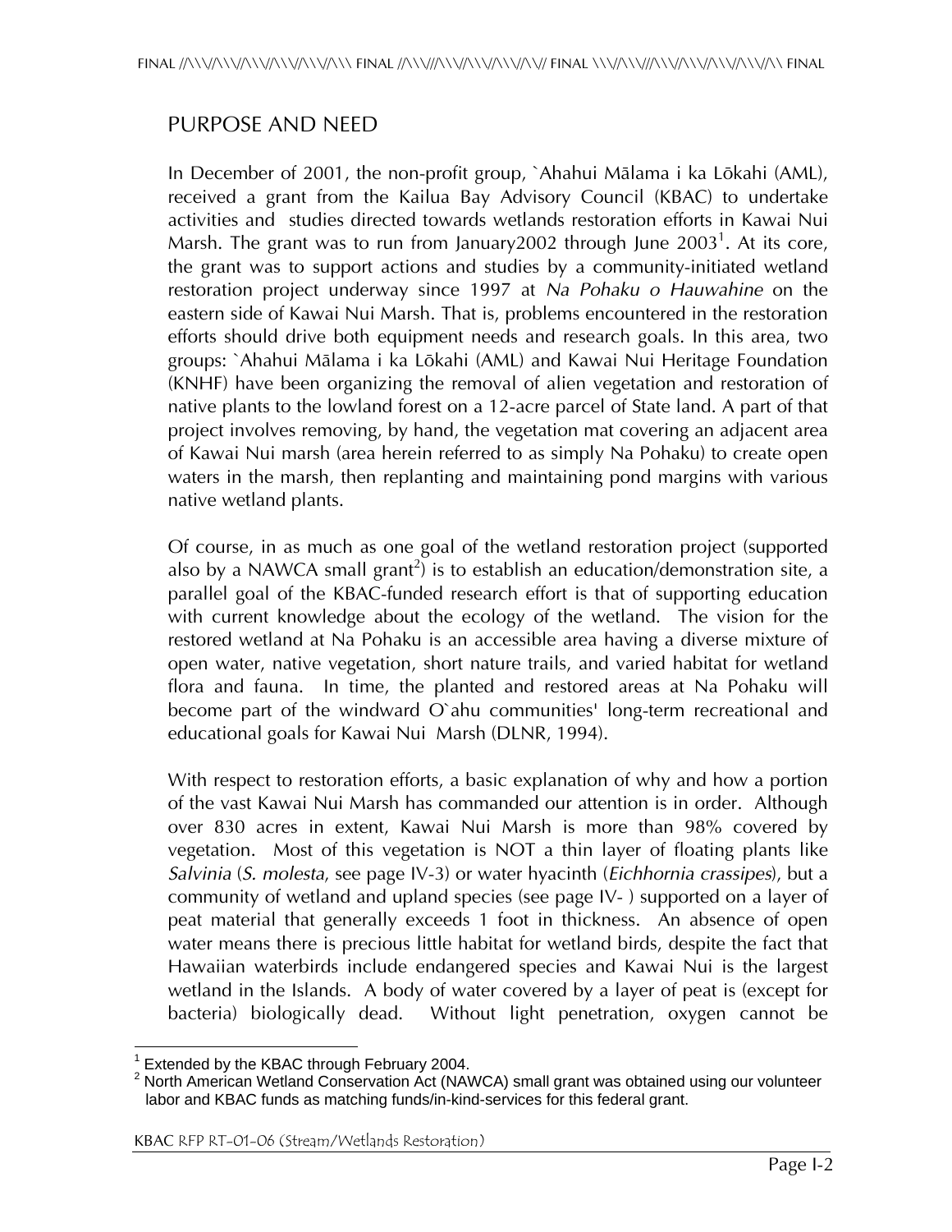## PURPOSE AND NEED

In December of 2001, the non-profit group, `Ahahui Mālama i ka Lōkahi (AML), received a grant from the Kailua Bay Advisory Council (KBAC) to undertake activities and studies directed towards wetlands restoration efforts in Kawai Nui Marsh. The grant was to run from January2002 through June 2003[1]. At its core, the grant was to support actions and studies by a community-initiated wetland restoration project underway since 1997 at *Na Pohaku o Hauwahine* on the eastern side of Kawai Nui Marsh. That is, problems encountered in the restoration efforts should drive both equipment needs and research goals. In this area, two groups: `Ahahui Mālama i ka Lōkahi (AML) and Kawai Nui Heritage Foundation (KNHF) have been organizing the removal of alien vegetation and restoration of native plants to the lowland forest on a 12-acre parcel of State land. A part of that project involves removing, by hand, the vegetation mat covering an adjacent area of Kawai Nui marsh (area herein referred to as simply Na Pohaku) to create open waters in the marsh, then replanting and maintaining pond margins with various native wetland plants.

Of course, in as much as one goal of the wetland restoration project (supported also by a NAWCA small grant[2]) is to establish an education/demonstration site, a parallel goal of the KBAC-funded research effort is that of supporting education with current knowledge about the ecology of the wetland. The vision for the restored wetland at Na Pohaku is an accessible area having a diverse mixture of open water, native vegetation, short nature trails, and varied habitat for wetland flora and fauna. In time, the planted and restored areas at Na Pohaku will become part of the windward O`ahu communities' long-term recreational and educational goals for Kawai Nui Marsh (DLNR, 1994).

With respect to restoration efforts, a basic explanation of why and how a portion of the vast Kawai Nui Marsh has commanded our attention is in order. Although over 830 acres in extent, Kawai Nui Marsh is more than 98% covered by vegetation. Most of this vegetation is NOT a thin layer of floating plants like *Salvinia* (*S. molesta*, see page IV-3) or water hyacinth (*Eichhornia crassipes*), but a community of wetland and upland species (see page IV- ) supported on a layer of peat material that generally exceeds 1 foot in thickness. An absence of open water means there is precious little habitat for wetland birds, despite the fact that Hawaiian waterbirds include endangered species and Kawai Nui is the largest wetland in the Islands. A body of water covered by a layer of peat is (except for bacteria) biologically dead. Without light penetration, oxygen cannot be

[1] Extended by the KBAC through February 2004.

[2] North American Wetland Conservation Act (NAWCA) small grant was obtained using our volunteer labor and KBAC funds as matching funds/in-kind-services for this federal grant.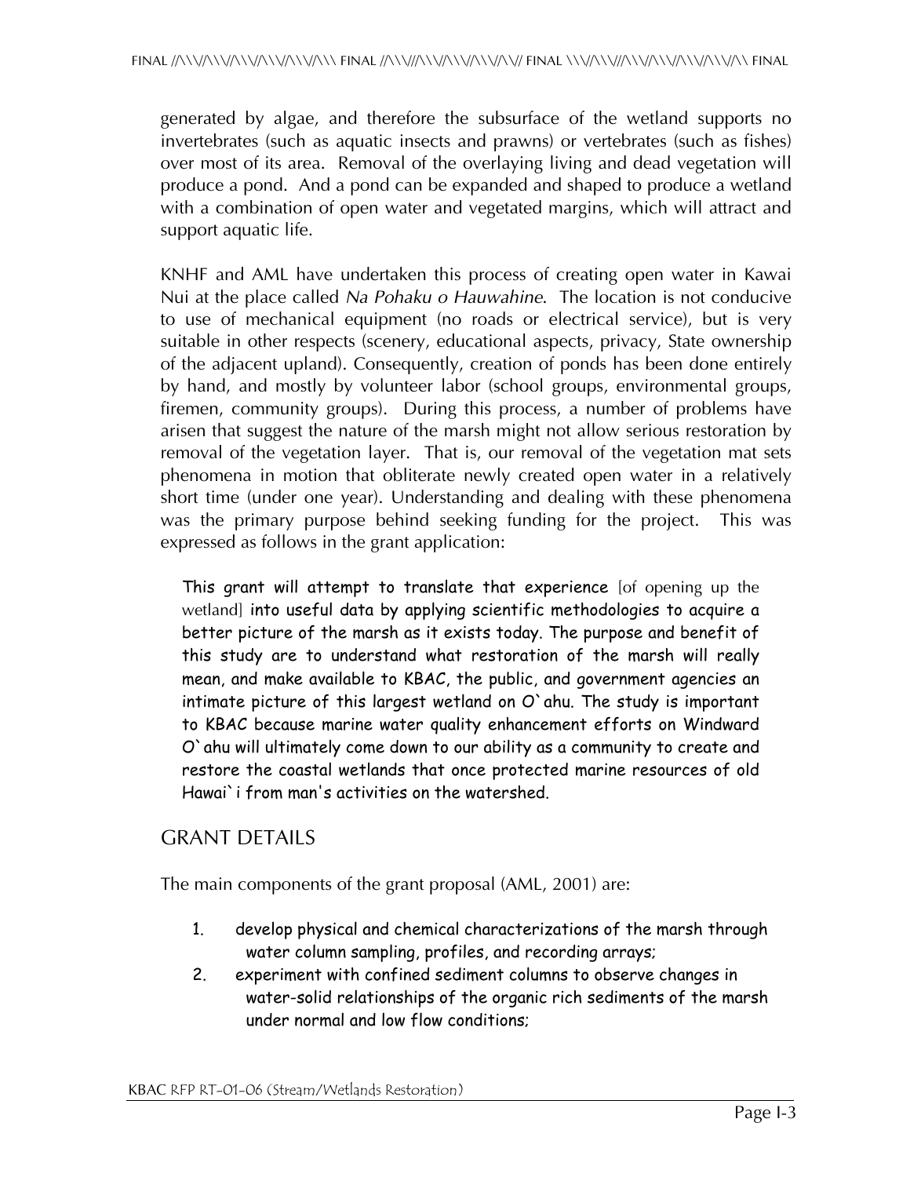generated by algae, and therefore the subsurface of the wetland supports no invertebrates (such as aquatic insects and prawns) or vertebrates (such as fishes) over most of its area. Removal of the overlaying living and dead vegetation will produce a pond. And a pond can be expanded and shaped to produce a wetland with a combination of open water and vegetated margins, which will attract and support aquatic life.

KNHF and AML have undertaken this process of creating open water in Kawai Nui at the place called *Na Pohaku o Hauwahine*. The location is not conducive to use of mechanical equipment (no roads or electrical service), but is very suitable in other respects (scenery, educational aspects, privacy, State ownership of the adjacent upland). Consequently, creation of ponds has been done entirely by hand, and mostly by volunteer labor (school groups, environmental groups, firemen, community groups). During this process, a number of problems have arisen that suggest the nature of the marsh might not allow serious restoration by removal of the vegetation layer. That is, our removal of the vegetation mat sets phenomena in motion that obliterate newly created open water in a relatively short time (under one year). Understanding and dealing with these phenomena was the primary purpose behind seeking funding for the project. This was expressed as follows in the grant application:

> This grant will attempt to translate that experience [of opening up the wetland] into useful data by applying scientific methodologies to acquire a better picture of the marsh as it exists today. The purpose and benefit of this study are to understand what restoration of the marsh will really mean, and make available to KBAC, the public, and government agencies an intimate picture of this largest wetland on O`ahu. The study is important to KBAC because marine water quality enhancement efforts on Windward O`ahu will ultimately come down to our ability as a community to create and restore the coastal wetlands that once protected marine resources of old Hawai`i from man's activities on the watershed.

## GRANT DETAILS

The main components of the grant proposal (AML, 2001) are:

1. develop physical and chemical characterizations of the marsh through water column sampling, profiles, and recording arrays;
2. experiment with confined sediment columns to observe changes in water-solid relationships of the organic rich sediments of the marsh under normal and low flow conditions;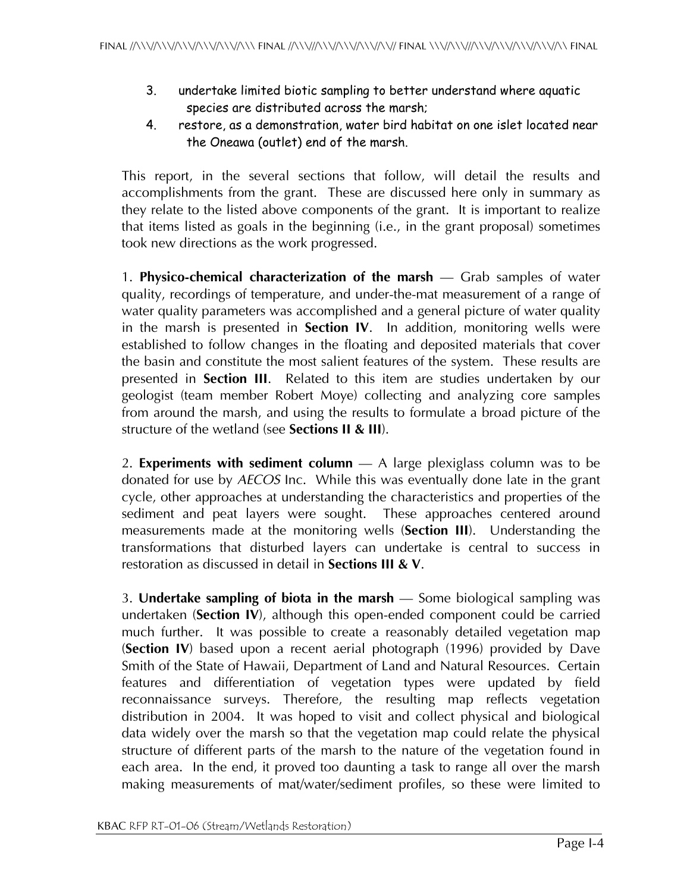3. undertake limited biotic sampling to better understand where aquatic species are distributed across the marsh;
4. restore, as a demonstration, water bird habitat on one islet located near the Oneawa (outlet) end of the marsh.

This report, in the several sections that follow, will detail the results and accomplishments from the grant. These are discussed here only in summary as they relate to the listed above components of the grant. It is important to realize that items listed as goals in the beginning (i.e., in the grant proposal) sometimes took new directions as the work progressed.

1. **Physico-chemical characterization of the marsh** — Grab samples of water quality, recordings of temperature, and under-the-mat measurement of a range of water quality parameters was accomplished and a general picture of water quality in the marsh is presented in **Section IV**. In addition, monitoring wells were established to follow changes in the floating and deposited materials that cover the basin and constitute the most salient features of the system. These results are presented in **Section III**. Related to this item are studies undertaken by our geologist (team member Robert Moye) collecting and analyzing core samples from around the marsh, and using the results to formulate a broad picture of the structure of the wetland (see **Sections II & III**).

2. **Experiments with sediment column** — A large plexiglass column was to be donated for use by *AECOS* Inc. While this was eventually done late in the grant cycle, other approaches at understanding the characteristics and properties of the sediment and peat layers were sought. These approaches centered around measurements made at the monitoring wells (**Section III**). Understanding the transformations that disturbed layers can undertake is central to success in restoration as discussed in detail in **Sections III & V**.

3. **Undertake sampling of biota in the marsh** — Some biological sampling was undertaken (**Section IV**), although this open-ended component could be carried much further. It was possible to create a reasonably detailed vegetation map (**Section IV**) based upon a recent aerial photograph (1996) provided by Dave Smith of the State of Hawaii, Department of Land and Natural Resources. Certain features and differentiation of vegetation types were updated by field reconnaissance surveys. Therefore, the resulting map reflects vegetation distribution in 2004. It was hoped to visit and collect physical and biological data widely over the marsh so that the vegetation map could relate the physical structure of different parts of the marsh to the nature of the vegetation found in each area. In the end, it proved too daunting a task to range all over the marsh making measurements of mat/water/sediment profiles, so these were limited to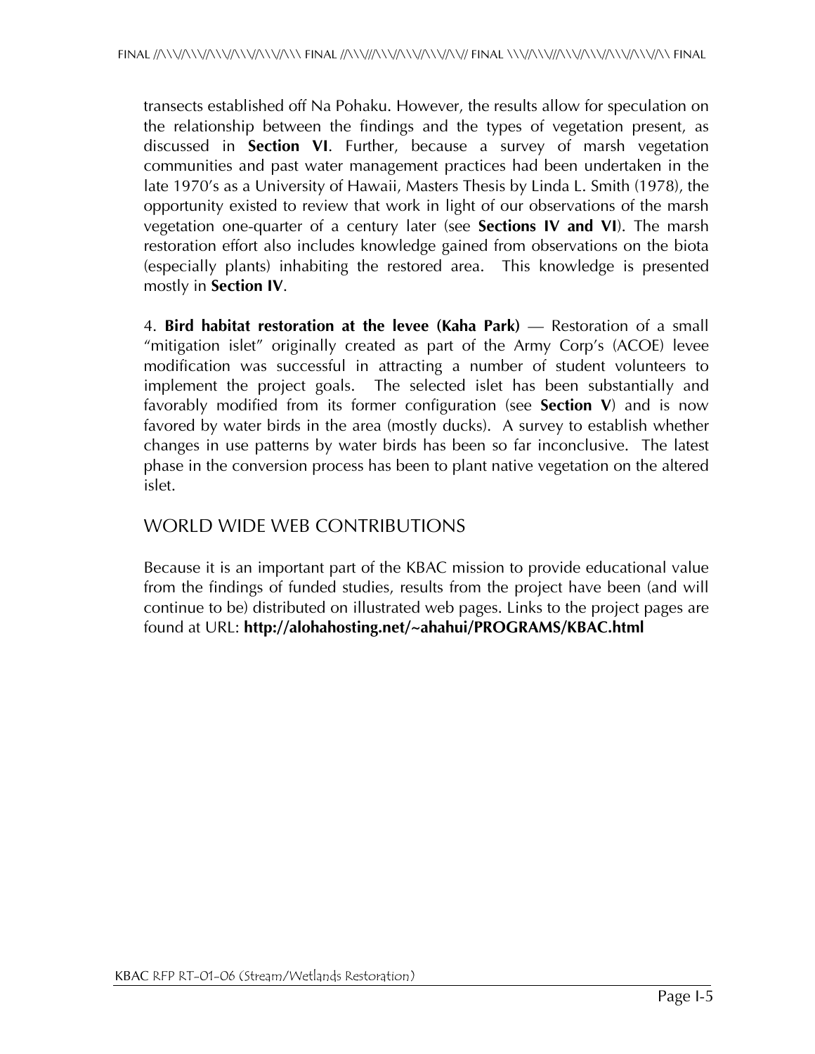transects established off Na Pohaku. However, the results allow for speculation on the relationship between the findings and the types of vegetation present, as discussed in **Section VI**. Further, because a survey of marsh vegetation communities and past water management practices had been undertaken in the late 1970's as a University of Hawaii, Masters Thesis by Linda L. Smith (1978), the opportunity existed to review that work in light of our observations of the marsh vegetation one-quarter of a century later (see **Sections IV and VI**). The marsh restoration effort also includes knowledge gained from observations on the biota (especially plants) inhabiting the restored area. This knowledge is presented mostly in **Section IV**.

4. **Bird habitat restoration at the levee (Kaha Park)** — Restoration of a small "mitigation islet" originally created as part of the Army Corp's (ACOE) levee modification was successful in attracting a number of student volunteers to implement the project goals. The selected islet has been substantially and favorably modified from its former configuration (see **Section V**) and is now favored by water birds in the area (mostly ducks). A survey to establish whether changes in use patterns by water birds has been so far inconclusive. The latest phase in the conversion process has been to plant native vegetation on the altered islet.

## WORLD WIDE WEB CONTRIBUTIONS

Because it is an important part of the KBAC mission to provide educational value from the findings of funded studies, results from the project have been (and will continue to be) distributed on illustrated web pages. Links to the project pages are found at URL: **http://alohahosting.net/~ahahui/PROGRAMS/KBAC.html**